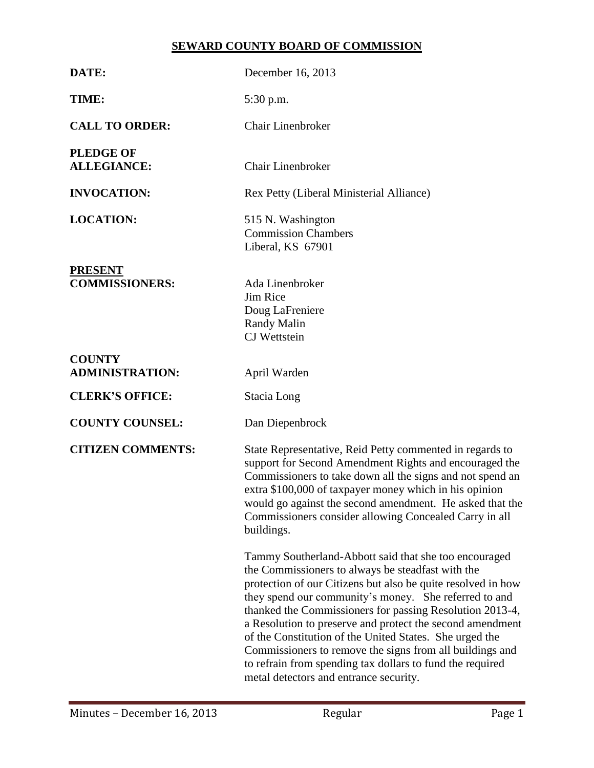# SEWARD COUNTY BOARD OF COMMISSION

**DATE:** December 16, 2013

**TIME:** 5:30 p.m.

**CALL TO ORDER:** Chair Linenbroker

**PLEDGE OF ALLEGIANCE:** Chair Linenbroker

**INVOCATION:** Rex Petty (Liberal Ministerial Alliance)

**LOCATION:** 515 N. Washington
Commission Chambers
Liberal, KS 67901

**PRESENT COMMISSIONERS:**
Ada Linenbroker
Jim Rice
Doug LaFreniere
Randy Malin
CJ Wettstein

**COUNTY ADMINISTRATION:** April Warden

**CLERK'S OFFICE:** Stacia Long

**COUNTY COUNSEL:** Dan Diepenbrock

**CITIZEN COMMENTS:** State Representative, Reid Petty commented in regards to support for Second Amendment Rights and encouraged the Commissioners to take down all the signs and not spend an extra $100,000 of taxpayer money which in his opinion would go against the second amendment. He asked that the Commissioners consider allowing Concealed Carry in all buildings.

Tammy Southerland-Abbott said that she too encouraged the Commissioners to always be steadfast with the protection of our Citizens but also be quite resolved in how they spend our community's money. She referred to and thanked the Commissioners for passing Resolution 2013-4, a Resolution to preserve and protect the second amendment of the Constitution of the United States. She urged the Commissioners to remove the signs from all buildings and to refrain from spending tax dollars to fund the required metal detectors and entrance security.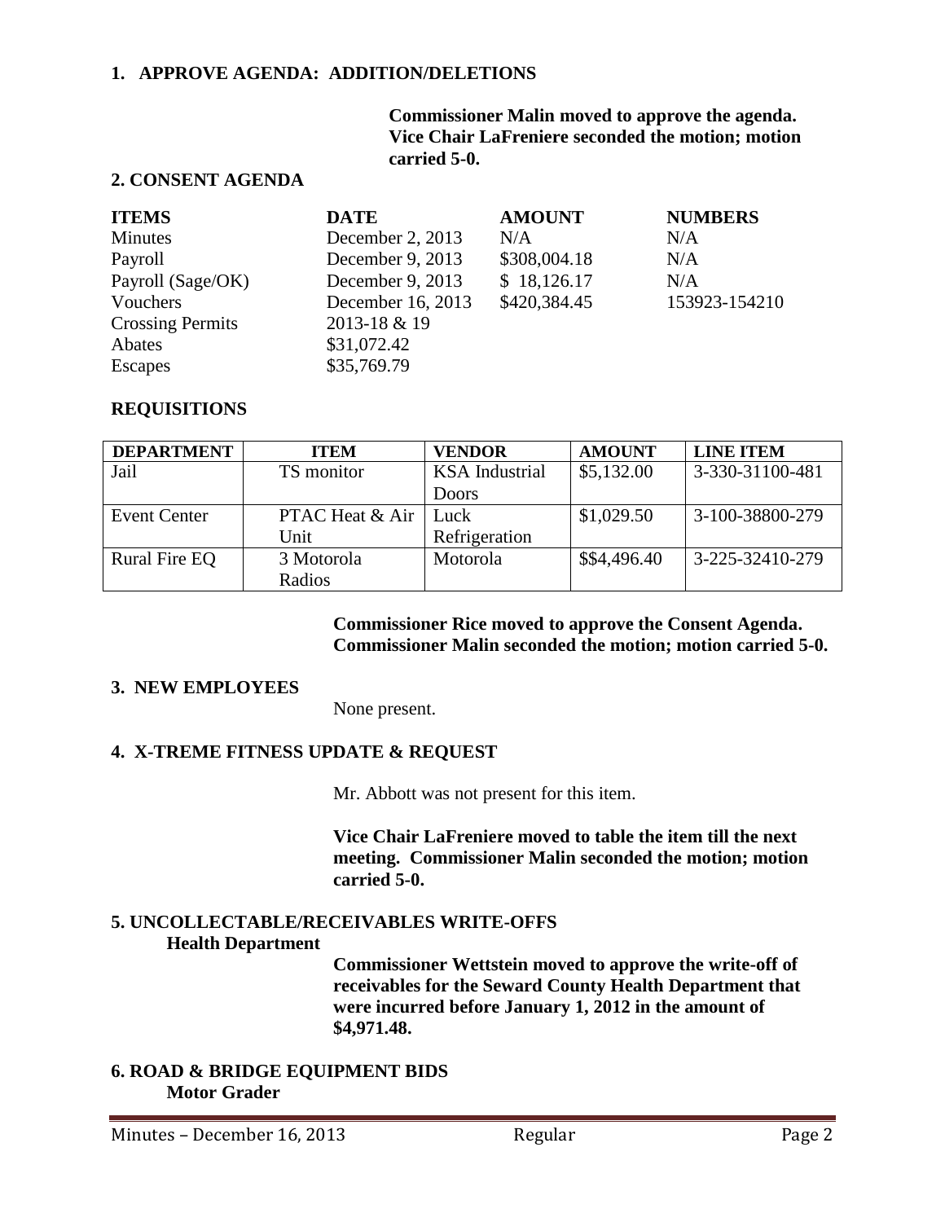## 1. APPROVE AGENDA: ADDITION/DELETIONS

**Commissioner Malin moved to approve the agenda. Vice Chair LaFreniere seconded the motion; motion carried 5-0.**

## 2. CONSENT AGENDA

| ITEMS | DATE | AMOUNT | NUMBERS |
|---|---|---|---|
| Minutes | December 2, 2013 | N/A | N/A |
| Payroll | December 9, 2013 | $308,004.18 | N/A |
| Payroll (Sage/OK) | December 9, 2013 | $ 18,126.17 | N/A |
| Vouchers | December 16, 2013 | $420,384.45 | 153923-154210 |
| Crossing Permits | 2013-18 & 19 | | |
| Abates | $31,072.42 | | |
| Escapes | $35,769.79 | | |

### REQUISITIONS

| DEPARTMENT | ITEM | VENDOR | AMOUNT | LINE ITEM |
|---|---|---|---|---|
| Jail | TS monitor | KSA Industrial Doors | $5,132.00 | 3-330-31100-481 |
| Event Center | PTAC Heat & Air Unit | Luck Refrigeration | $1,029.50 | 3-100-38800-279 |
| Rural Fire EQ | 3 Motorola Radios | Motorola | $$4,496.40 | 3-225-32410-279 |

**Commissioner Rice moved to approve the Consent Agenda. Commissioner Malin seconded the motion; motion carried 5-0.**

## 3. NEW EMPLOYEES

None present.

## 4. X-TREME FITNESS UPDATE & REQUEST

Mr. Abbott was not present for this item.

**Vice Chair LaFreniere moved to table the item till the next meeting. Commissioner Malin seconded the motion; motion carried 5-0.**

## 5. UNCOLLECTABLE/RECEIVABLES WRITE-OFFS

**Health Department**

**Commissioner Wettstein moved to approve the write-off of receivables for the Seward County Health Department that were incurred before January 1, 2012 in the amount of $4,971.48.**

## 6. ROAD & BRIDGE EQUIPMENT BIDS

**Motor Grader**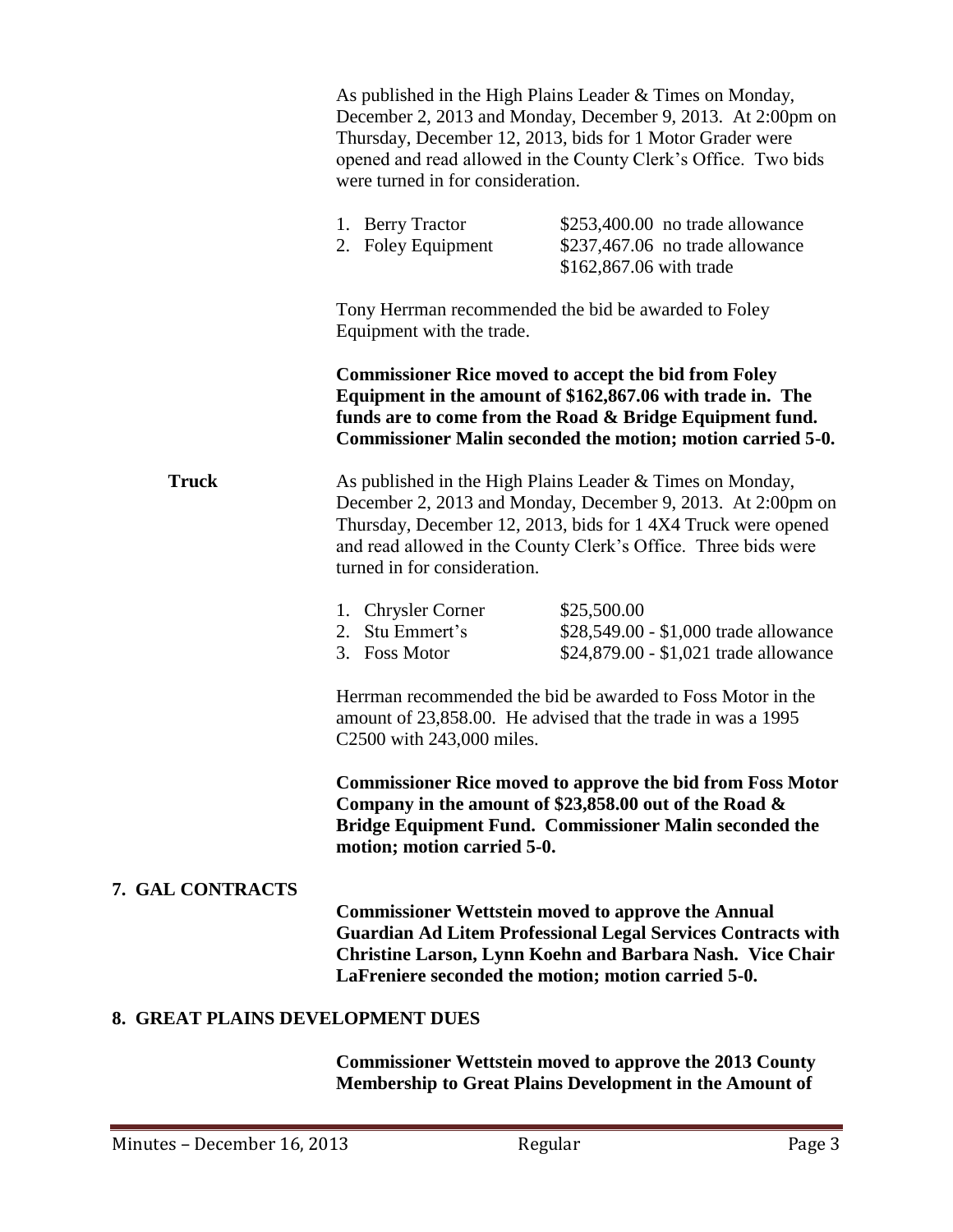As published in the High Plains Leader & Times on Monday, December 2, 2013 and Monday, December 9, 2013. At 2:00pm on Thursday, December 12, 2013, bids for 1 Motor Grader were opened and read allowed in the County Clerk's Office. Two bids were turned in for consideration.

1. Berry Tractor — $253,400.00 no trade allowance
2. Foley Equipment — $237,467.06 no trade allowance; $162,867.06 with trade

Tony Herrman recommended the bid be awarded to Foley Equipment with the trade.

**Commissioner Rice moved to accept the bid from Foley Equipment in the amount of $162,867.06 with trade in. The funds are to come from the Road & Bridge Equipment fund. Commissioner Malin seconded the motion; motion carried 5-0.**

**Truck**

As published in the High Plains Leader & Times on Monday, December 2, 2013 and Monday, December 9, 2013. At 2:00pm on Thursday, December 12, 2013, bids for 1 4X4 Truck were opened and read allowed in the County Clerk's Office. Three bids were turned in for consideration.

1. Chrysler Corner — $25,500.00
2. Stu Emmert's — $28,549.00 - $1,000 trade allowance
3. Foss Motor — $24,879.00 - $1,021 trade allowance

Herrman recommended the bid be awarded to Foss Motor in the amount of 23,858.00. He advised that the trade in was a 1995 C2500 with 243,000 miles.

**Commissioner Rice moved to approve the bid from Foss Motor Company in the amount of $23,858.00 out of the Road & Bridge Equipment Fund. Commissioner Malin seconded the motion; motion carried 5-0.**

## 7. GAL CONTRACTS

**Commissioner Wettstein moved to approve the Annual Guardian Ad Litem Professional Legal Services Contracts with Christine Larson, Lynn Koehn and Barbara Nash. Vice Chair LaFreniere seconded the motion; motion carried 5-0.**

## 8. GREAT PLAINS DEVELOPMENT DUES

**Commissioner Wettstein moved to approve the 2013 County Membership to Great Plains Development in the Amount of**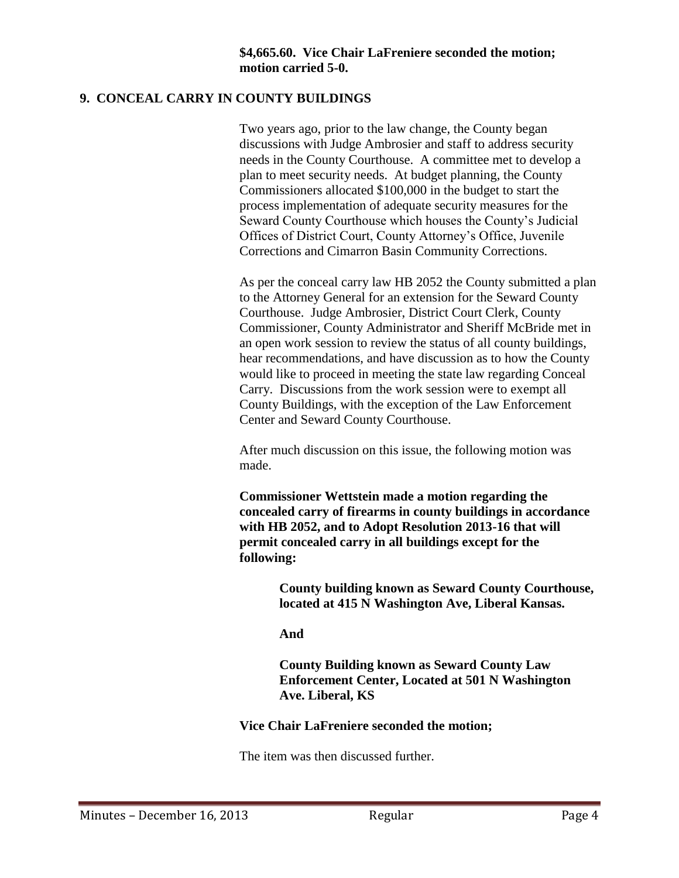**$4,665.60. Vice Chair LaFreniere seconded the motion; motion carried 5-0.**

## 9. CONCEAL CARRY IN COUNTY BUILDINGS

Two years ago, prior to the law change, the County began discussions with Judge Ambrosier and staff to address security needs in the County Courthouse. A committee met to develop a plan to meet security needs. At budget planning, the County Commissioners allocated $100,000 in the budget to start the process implementation of adequate security measures for the Seward County Courthouse which houses the County's Judicial Offices of District Court, County Attorney's Office, Juvenile Corrections and Cimarron Basin Community Corrections.

As per the conceal carry law HB 2052 the County submitted a plan to the Attorney General for an extension for the Seward County Courthouse. Judge Ambrosier, District Court Clerk, County Commissioner, County Administrator and Sheriff McBride met in an open work session to review the status of all county buildings, hear recommendations, and have discussion as to how the County would like to proceed in meeting the state law regarding Conceal Carry. Discussions from the work session were to exempt all County Buildings, with the exception of the Law Enforcement Center and Seward County Courthouse.

After much discussion on this issue, the following motion was made.

**Commissioner Wettstein made a motion regarding the concealed carry of firearms in county buildings in accordance with HB 2052, and to Adopt Resolution 2013-16 that will permit concealed carry in all buildings except for the following:**

> **County building known as Seward County Courthouse, located at 415 N Washington Ave, Liberal Kansas.**
>
> **And**
>
> **County Building known as Seward County Law Enforcement Center, Located at 501 N Washington Ave. Liberal, KS**

**Vice Chair LaFreniere seconded the motion;**

The item was then discussed further.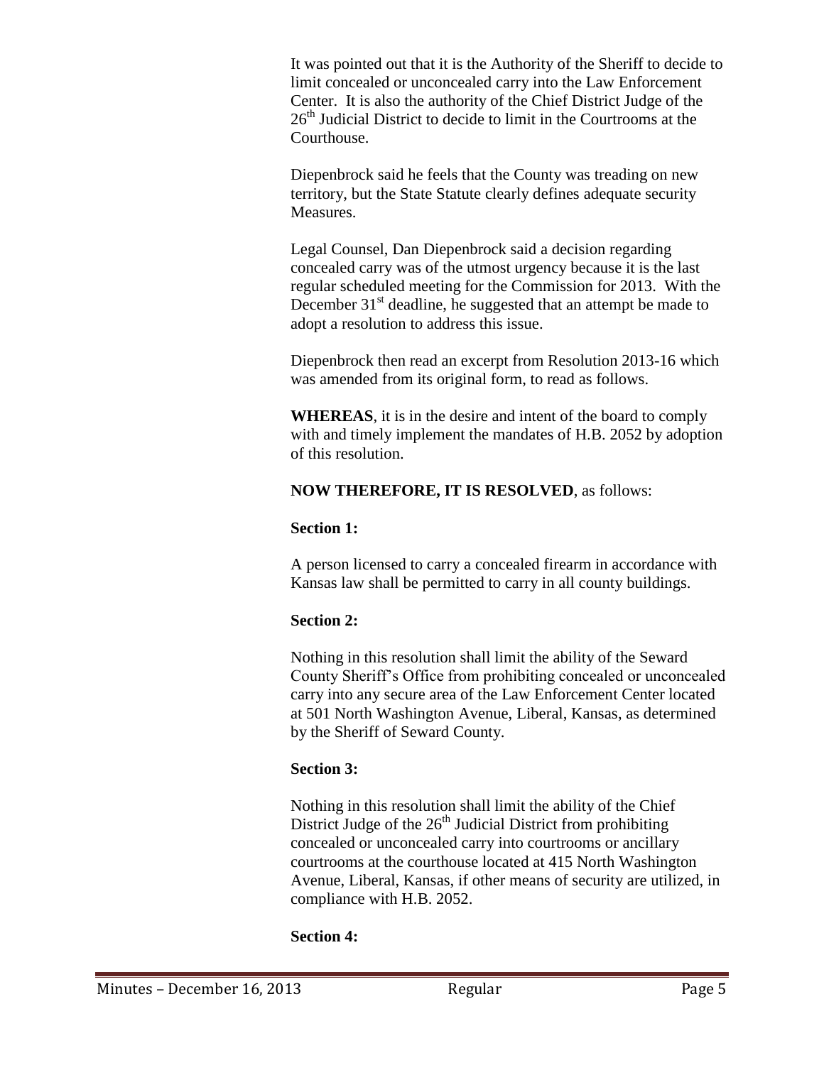It was pointed out that it is the Authority of the Sheriff to decide to limit concealed or unconcealed carry into the Law Enforcement Center. It is also the authority of the Chief District Judge of the 26th Judicial District to decide to limit in the Courtrooms at the Courthouse.

Diepenbrock said he feels that the County was treading on new territory, but the State Statute clearly defines adequate security Measures.

Legal Counsel, Dan Diepenbrock said a decision regarding concealed carry was of the utmost urgency because it is the last regular scheduled meeting for the Commission for 2013. With the December 31st deadline, he suggested that an attempt be made to adopt a resolution to address this issue.

Diepenbrock then read an excerpt from Resolution 2013-16 which was amended from its original form, to read as follows.

**WHEREAS**, it is in the desire and intent of the board to comply with and timely implement the mandates of H.B. 2052 by adoption of this resolution.

**NOW THEREFORE, IT IS RESOLVED**, as follows:

**Section 1:**

A person licensed to carry a concealed firearm in accordance with Kansas law shall be permitted to carry in all county buildings.

**Section 2:**

Nothing in this resolution shall limit the ability of the Seward County Sheriff's Office from prohibiting concealed or unconcealed carry into any secure area of the Law Enforcement Center located at 501 North Washington Avenue, Liberal, Kansas, as determined by the Sheriff of Seward County.

**Section 3:**

Nothing in this resolution shall limit the ability of the Chief District Judge of the 26th Judicial District from prohibiting concealed or unconcealed carry into courtrooms or ancillary courtrooms at the courthouse located at 415 North Washington Avenue, Liberal, Kansas, if other means of security are utilized, in compliance with H.B. 2052.

**Section 4:**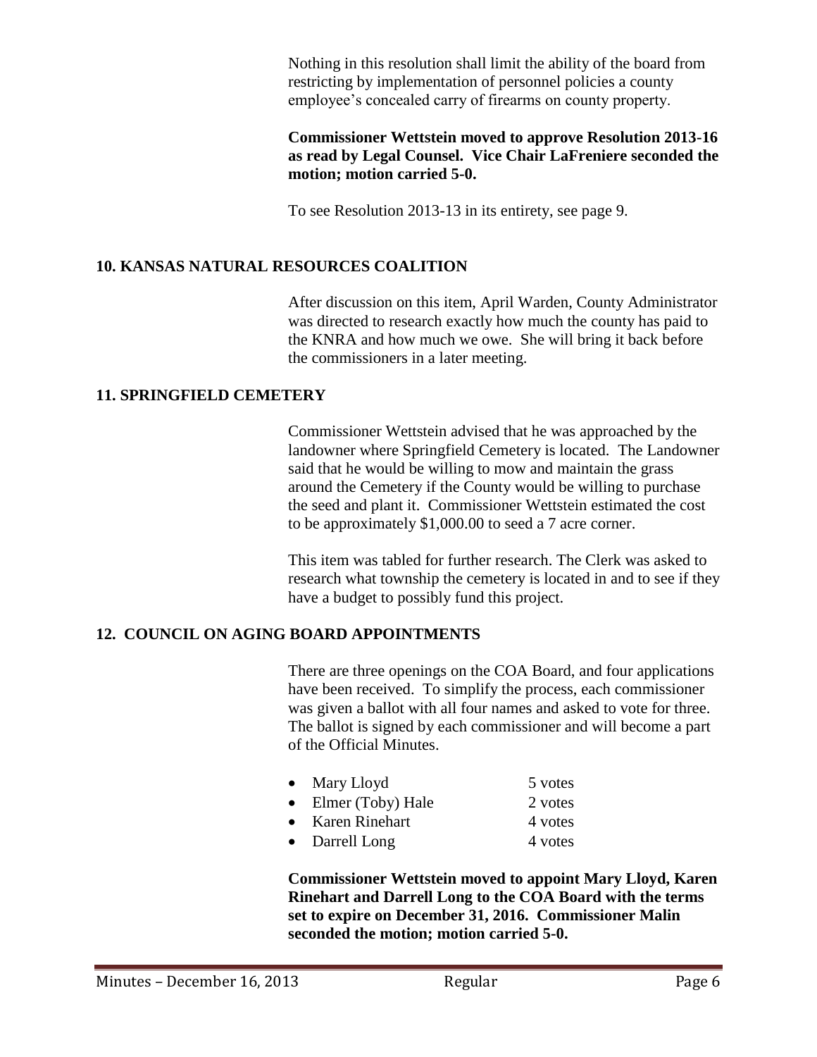Nothing in this resolution shall limit the ability of the board from restricting by implementation of personnel policies a county employee's concealed carry of firearms on county property.

**Commissioner Wettstein moved to approve Resolution 2013-16 as read by Legal Counsel. Vice Chair LaFreniere seconded the motion; motion carried 5-0.**

To see Resolution 2013-13 in its entirety, see page 9.

## 10. KANSAS NATURAL RESOURCES COALITION

After discussion on this item, April Warden, County Administrator was directed to research exactly how much the county has paid to the KNRA and how much we owe. She will bring it back before the commissioners in a later meeting.

## 11. SPRINGFIELD CEMETERY

Commissioner Wettstein advised that he was approached by the landowner where Springfield Cemetery is located. The Landowner said that he would be willing to mow and maintain the grass around the Cemetery if the County would be willing to purchase the seed and plant it. Commissioner Wettstein estimated the cost to be approximately $1,000.00 to seed a 7 acre corner.

This item was tabled for further research. The Clerk was asked to research what township the cemetery is located in and to see if they have a budget to possibly fund this project.

## 12. COUNCIL ON AGING BOARD APPOINTMENTS

There are three openings on the COA Board, and four applications have been received. To simplify the process, each commissioner was given a ballot with all four names and asked to vote for three. The ballot is signed by each commissioner and will become a part of the Official Minutes.

- Mary Lloyd 5 votes
- Elmer (Toby) Hale 2 votes
- Karen Rinehart 4 votes
- Darrell Long 4 votes

**Commissioner Wettstein moved to appoint Mary Lloyd, Karen Rinehart and Darrell Long to the COA Board with the terms set to expire on December 31, 2016. Commissioner Malin seconded the motion; motion carried 5-0.**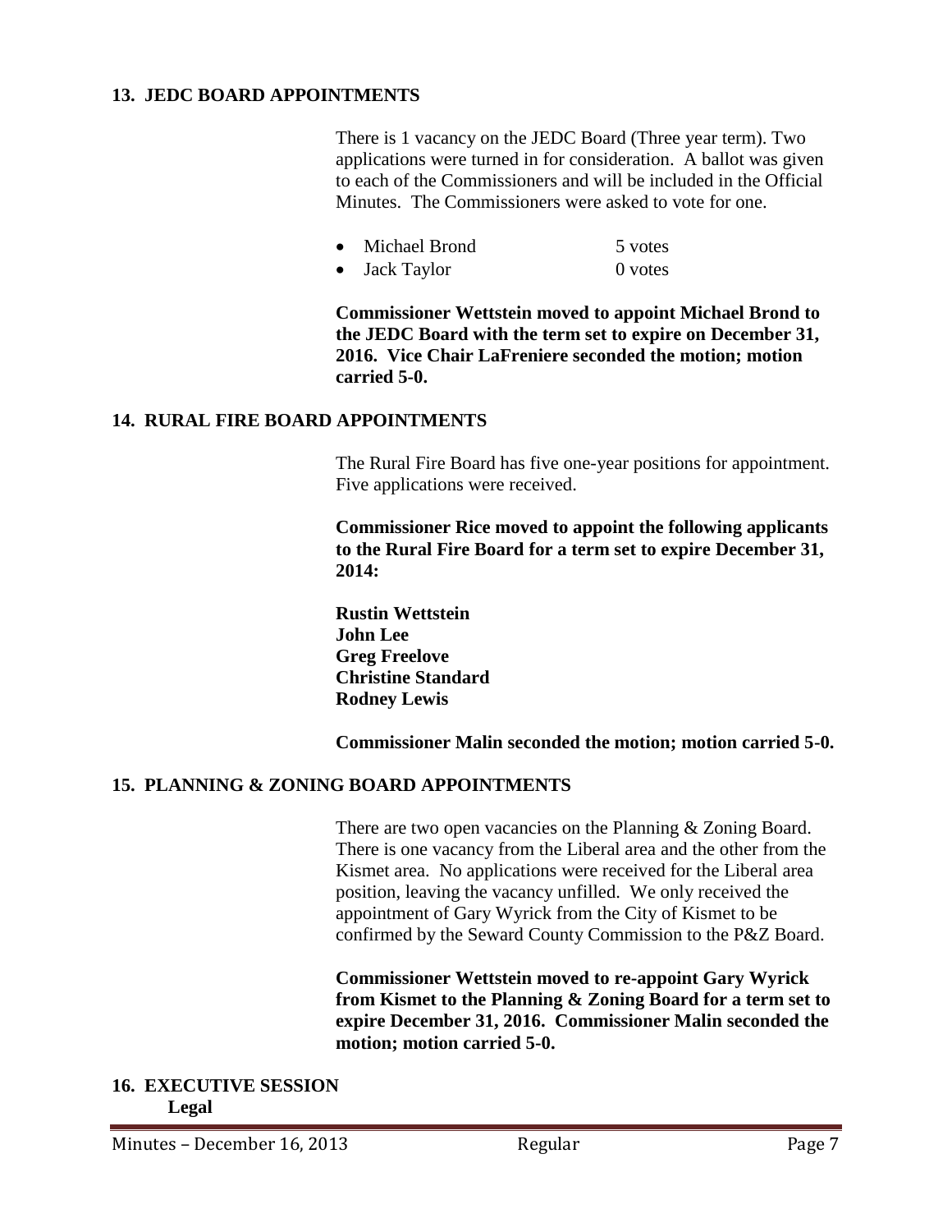## 13. JEDC BOARD APPOINTMENTS

There is 1 vacancy on the JEDC Board (Three year term). Two applications were turned in for consideration. A ballot was given to each of the Commissioners and will be included in the Official Minutes. The Commissioners were asked to vote for one.

- Michael Brond 5 votes
- Jack Taylor 0 votes

**Commissioner Wettstein moved to appoint Michael Brond to the JEDC Board with the term set to expire on December 31, 2016. Vice Chair LaFreniere seconded the motion; motion carried 5-0.**

## 14. RURAL FIRE BOARD APPOINTMENTS

The Rural Fire Board has five one-year positions for appointment. Five applications were received.

**Commissioner Rice moved to appoint the following applicants to the Rural Fire Board for a term set to expire December 31, 2014:**

**Rustin Wettstein**
**John Lee**
**Greg Freelove**
**Christine Standard**
**Rodney Lewis**

**Commissioner Malin seconded the motion; motion carried 5-0.**

## 15. PLANNING & ZONING BOARD APPOINTMENTS

There are two open vacancies on the Planning & Zoning Board. There is one vacancy from the Liberal area and the other from the Kismet area. No applications were received for the Liberal area position, leaving the vacancy unfilled. We only received the appointment of Gary Wyrick from the City of Kismet to be confirmed by the Seward County Commission to the P&Z Board.

**Commissioner Wettstein moved to re-appoint Gary Wyrick from Kismet to the Planning & Zoning Board for a term set to expire December 31, 2016. Commissioner Malin seconded the motion; motion carried 5-0.**

## 16. EXECUTIVE SESSION

**Legal**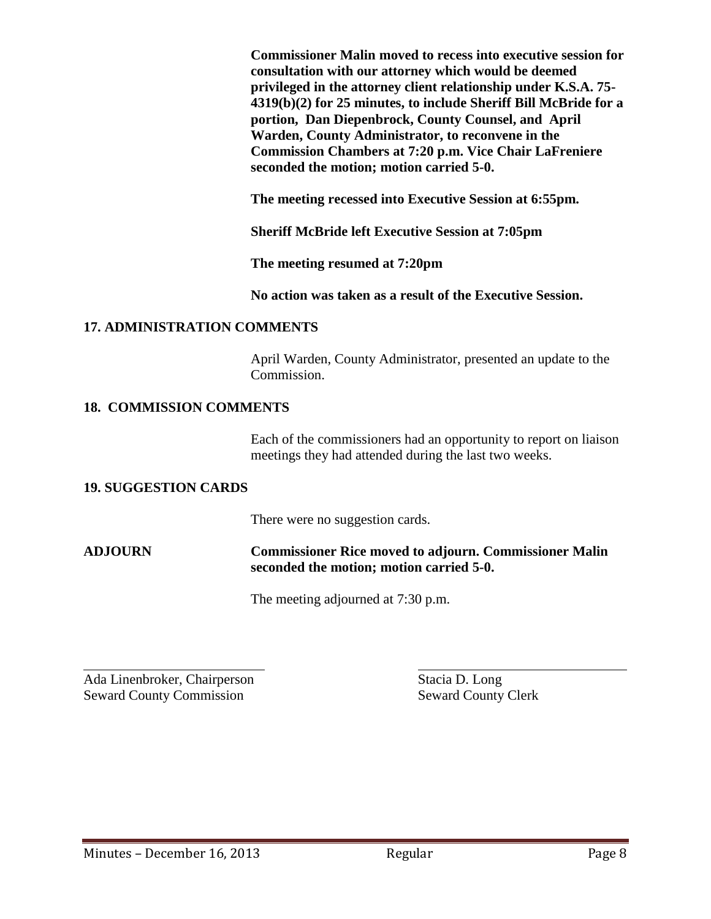**Commissioner Malin moved to recess into executive session for consultation with our attorney which would be deemed privileged in the attorney client relationship under K.S.A. 75-4319(b)(2) for 25 minutes, to include Sheriff Bill McBride for a portion, Dan Diepenbrock, County Counsel, and April Warden, County Administrator, to reconvene in the Commission Chambers at 7:20 p.m. Vice Chair LaFreniere seconded the motion; motion carried 5-0.**

**The meeting recessed into Executive Session at 6:55pm.**

**Sheriff McBride left Executive Session at 7:05pm**

**The meeting resumed at 7:20pm**

**No action was taken as a result of the Executive Session.**

## 17. ADMINISTRATION COMMENTS

April Warden, County Administrator, presented an update to the Commission.

## 18. COMMISSION COMMENTS

Each of the commissioners had an opportunity to report on liaison meetings they had attended during the last two weeks.

## 19. SUGGESTION CARDS

There were no suggestion cards.

**ADJOURN** **Commissioner Rice moved to adjourn. Commissioner Malin seconded the motion; motion carried 5-0.**

The meeting adjourned at 7:30 p.m.

\_\_\_\_\_\_\_\_\_\_\_\_\_\_\_\_\_\_\_\_\_\_\_\_\_\_\_\_
Ada Linenbroker, Chairperson
Seward County Commission

\_\_\_\_\_\_\_\_\_\_\_\_\_\_\_\_\_\_\_\_\_\_\_\_\_\_\_\_
Stacia D. Long
Seward County Clerk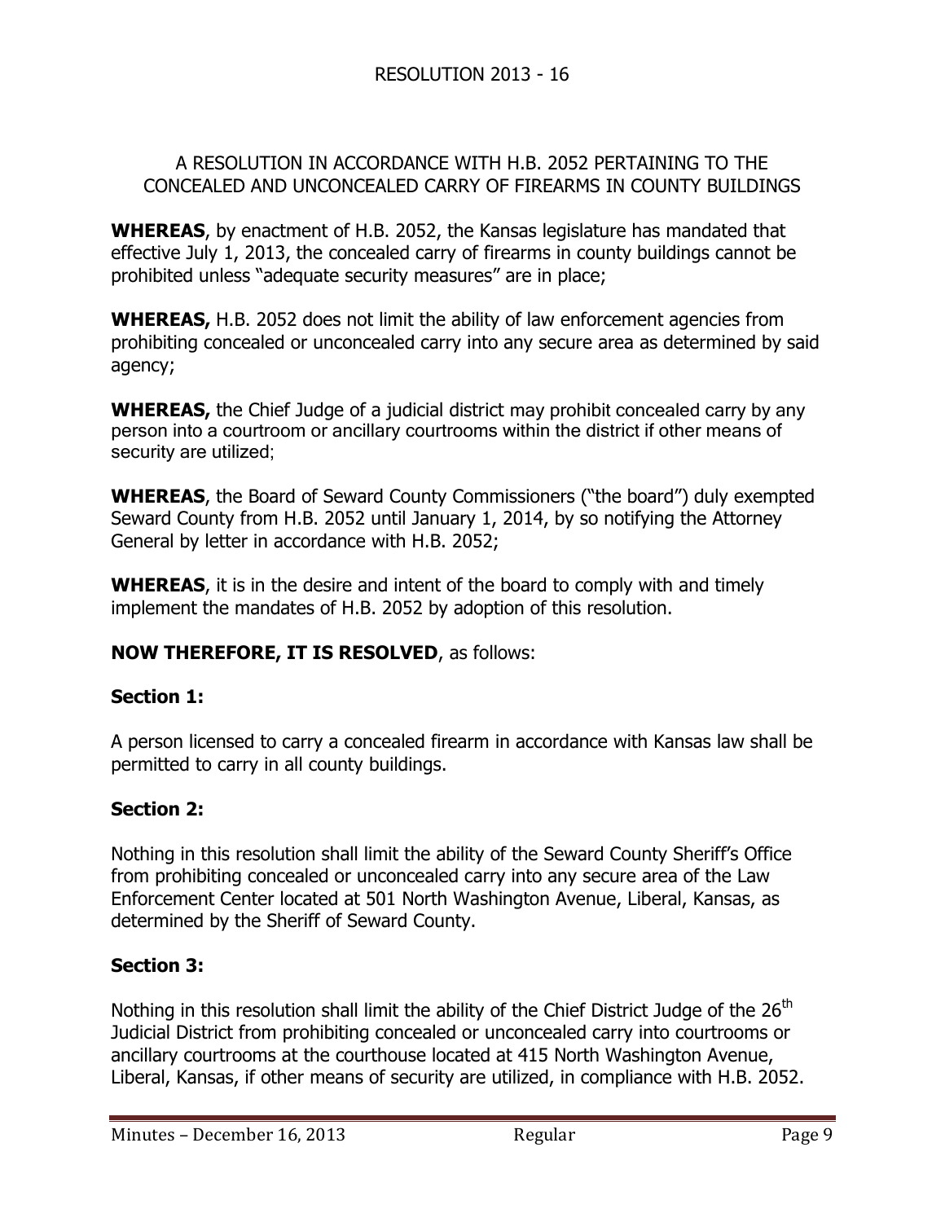RESOLUTION 2013 - 16

A RESOLUTION IN ACCORDANCE WITH H.B. 2052 PERTAINING TO THE CONCEALED AND UNCONCEALED CARRY OF FIREARMS IN COUNTY BUILDINGS

**WHEREAS**, by enactment of H.B. 2052, the Kansas legislature has mandated that effective July 1, 2013, the concealed carry of firearms in county buildings cannot be prohibited unless "adequate security measures" are in place;

**WHEREAS,** H.B. 2052 does not limit the ability of law enforcement agencies from prohibiting concealed or unconcealed carry into any secure area as determined by said agency;

**WHEREAS,** the Chief Judge of a judicial district may prohibit concealed carry by any person into a courtroom or ancillary courtrooms within the district if other means of security are utilized;

**WHEREAS**, the Board of Seward County Commissioners ("the board") duly exempted Seward County from H.B. 2052 until January 1, 2014, by so notifying the Attorney General by letter in accordance with H.B. 2052;

**WHEREAS**, it is in the desire and intent of the board to comply with and timely implement the mandates of H.B. 2052 by adoption of this resolution.

**NOW THEREFORE, IT IS RESOLVED**, as follows:

**Section 1:**

A person licensed to carry a concealed firearm in accordance with Kansas law shall be permitted to carry in all county buildings.

**Section 2:**

Nothing in this resolution shall limit the ability of the Seward County Sheriff's Office from prohibiting concealed or unconcealed carry into any secure area of the Law Enforcement Center located at 501 North Washington Avenue, Liberal, Kansas, as determined by the Sheriff of Seward County.

**Section 3:**

Nothing in this resolution shall limit the ability of the Chief District Judge of the 26th Judicial District from prohibiting concealed or unconcealed carry into courtrooms or ancillary courtrooms at the courthouse located at 415 North Washington Avenue, Liberal, Kansas, if other means of security are utilized, in compliance with H.B. 2052.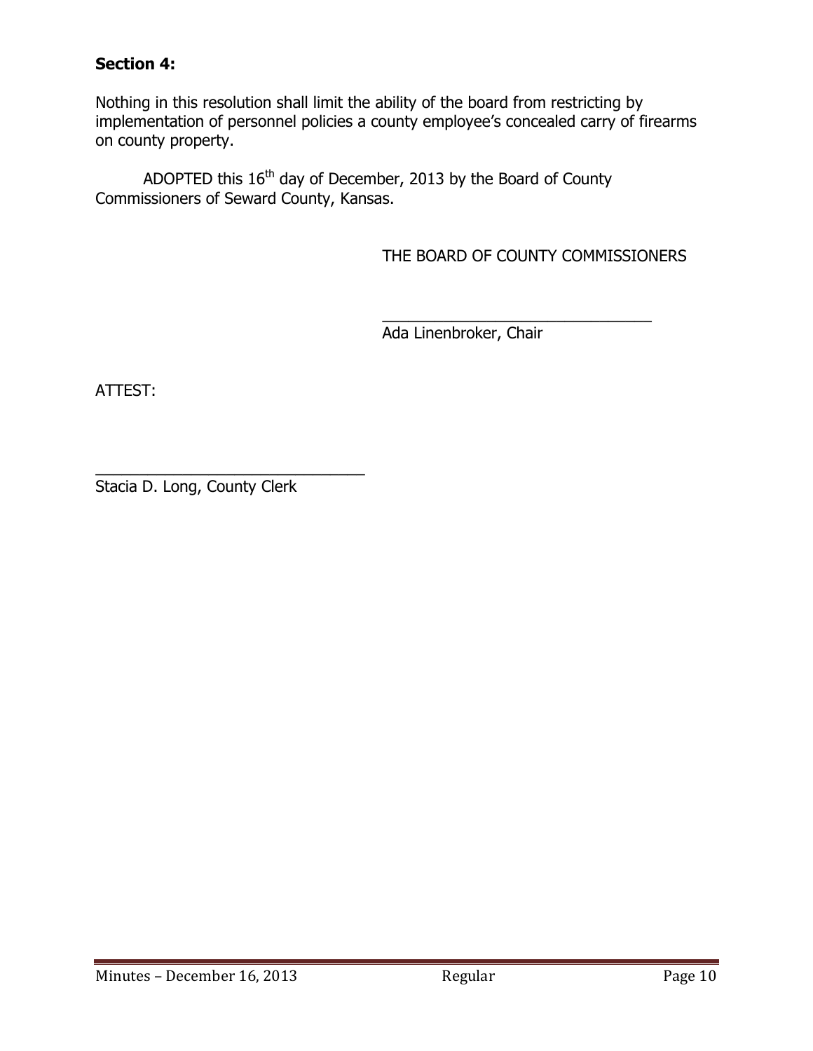**Section 4:**

Nothing in this resolution shall limit the ability of the board from restricting by implementation of personnel policies a county employee's concealed carry of firearms on county property.

ADOPTED this 16th day of December, 2013 by the Board of County Commissioners of Seward County, Kansas.

THE BOARD OF COUNTY COMMISSIONERS

_______________________________
Ada Linenbroker, Chair

ATTEST:

_______________________________
Stacia D. Long, County Clerk